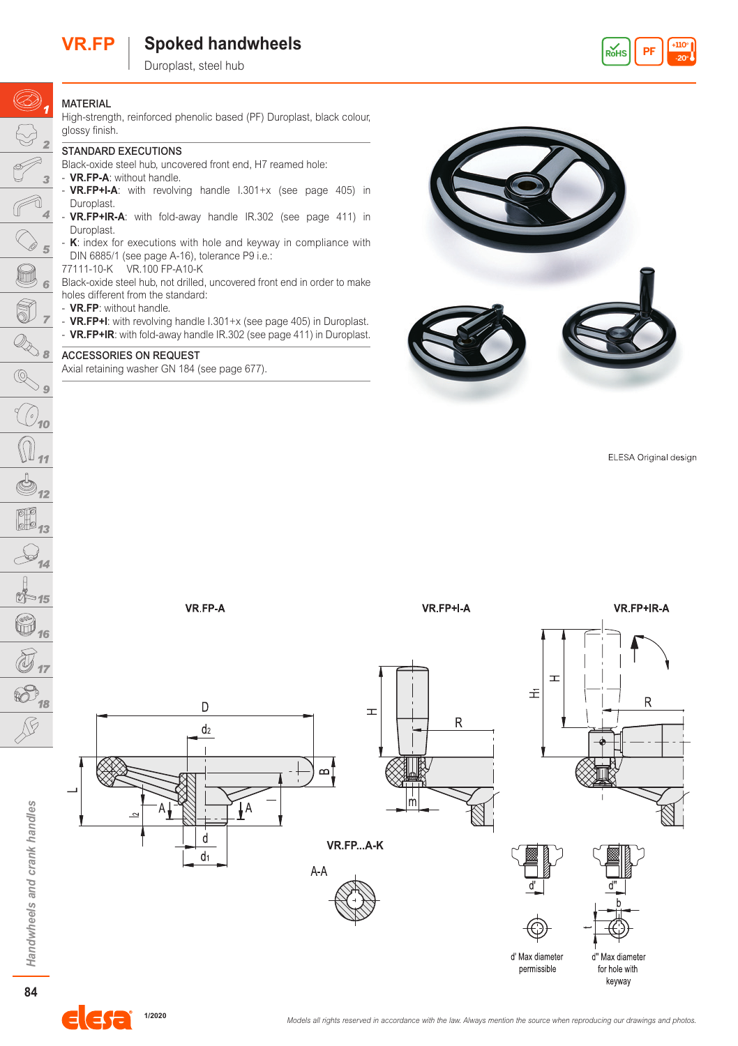# VR.FP Spoked handwheels

Duroplast, steel hub

## MATERIAL

High-strength, reinforced phenolic based (PF) Duroplast, black colour, glossy finish.

## STANDARD EXECUTIONS

Black-oxide steel hub, uncovered front end, H7 reamed hole:

- **VR.FP-A**: without handle.
- **VR.FP+I-A**: with revolving handle I.301+x (see page 405) in Duroplast.
- **VR.FP+IR-A**: with fold-away handle IR.302 (see page 411) in Duroplast.
- **K**: index for executions with hole and keyway in compliance with DIN 6885/1 (see page A-16), tolerance P9 i.e.:

77111-10-K VR.100 FP-A10-K

Black-oxide steel hub, not drilled, uncovered front end in order to make holes different from the standard:

- **VR.FP**: without handle.
- **VR.FP+I**: with revolving handle I.301+x (see page 405) in Duroplast.
- **VR.FP+IR**: with fold-away handle IR.302 (see page 411) in Duroplast.

## ACCESSORIES ON REQUEST

Axial retaining washer GN 184 (see page 677).

ELESA Original design

VR.FP-A

VR.FP+I-A

VR.FP+IR-A

VR.FP...A-K

A-A

d' Max diameter permissible

d'' Max diameter for hole with keyway

Models all rights reserved in accordance with the law. Always mention the source when reproducing our drawings and photos.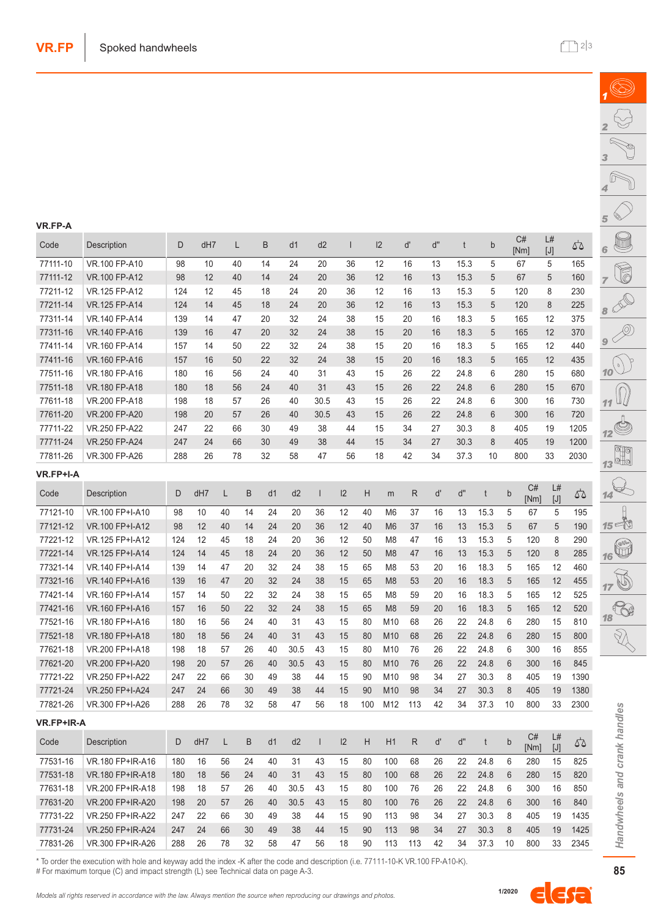## VR.FP-A

| Code | Description | D | dH7 | L | B | d1 | d2 | l | l2 | d' | d" | t | b | C# [Nm] | L# [J] | ⚖ |
|---|---|---|---|---|---|---|---|---|---|---|---|---|---|---|---|---|
| 77111-10 | VR.100 FP-A10 | 98 | 10 | 40 | 14 | 24 | 20 | 36 | 12 | 16 | 13 | 15.3 | 5 | 67 | 5 | 165 |
| 77111-12 | VR.100 FP-A12 | 98 | 12 | 40 | 14 | 24 | 20 | 36 | 12 | 16 | 13 | 15.3 | 5 | 67 | 5 | 160 |
| 77211-12 | VR.125 FP-A12 | 124 | 12 | 45 | 18 | 24 | 20 | 36 | 12 | 16 | 13 | 15.3 | 5 | 120 | 8 | 230 |
| 77211-14 | VR.125 FP-A14 | 124 | 14 | 45 | 18 | 24 | 20 | 36 | 12 | 16 | 13 | 15.3 | 5 | 120 | 8 | 225 |
| 77311-14 | VR.140 FP-A14 | 139 | 14 | 47 | 20 | 32 | 24 | 38 | 15 | 20 | 16 | 18.3 | 5 | 165 | 12 | 375 |
| 77311-16 | VR.140 FP-A16 | 139 | 16 | 47 | 20 | 32 | 24 | 38 | 15 | 20 | 16 | 18.3 | 5 | 165 | 12 | 370 |
| 77411-14 | VR.160 FP-A14 | 157 | 14 | 50 | 22 | 32 | 24 | 38 | 15 | 20 | 16 | 18.3 | 5 | 165 | 12 | 440 |
| 77411-16 | VR.160 FP-A16 | 157 | 16 | 50 | 22 | 32 | 24 | 38 | 15 | 20 | 16 | 18.3 | 5 | 165 | 12 | 435 |
| 77511-16 | VR.180 FP-A16 | 180 | 16 | 56 | 24 | 40 | 31 | 43 | 15 | 26 | 22 | 24.8 | 6 | 280 | 15 | 680 |
| 77511-18 | VR.180 FP-A18 | 180 | 18 | 56 | 24 | 40 | 31 | 43 | 15 | 26 | 22 | 24.8 | 6 | 280 | 15 | 670 |
| 77611-18 | VR.200 FP-A18 | 198 | 18 | 57 | 26 | 40 | 30.5 | 43 | 15 | 26 | 22 | 24.8 | 6 | 300 | 16 | 730 |
| 77611-20 | VR.200 FP-A20 | 198 | 20 | 57 | 26 | 40 | 30.5 | 43 | 15 | 26 | 22 | 24.8 | 6 | 300 | 16 | 720 |
| 77711-22 | VR.250 FP-A22 | 247 | 22 | 66 | 30 | 49 | 38 | 44 | 15 | 34 | 27 | 30.3 | 8 | 405 | 19 | 1205 |
| 77711-24 | VR.250 FP-A24 | 247 | 24 | 66 | 30 | 49 | 38 | 44 | 15 | 34 | 27 | 30.3 | 8 | 405 | 19 | 1200 |
| 77811-26 | VR.300 FP-A26 | 288 | 26 | 78 | 32 | 58 | 47 | 56 | 18 | 42 | 34 | 37.3 | 10 | 800 | 33 | 2030 |

## VR.FP+I-A

| Code | Description | D | dH7 | L | B | d1 | d2 | l | l2 | H | m | R | d' | d" | t | b | C# [Nm] | L# [J] | ⚖ |
|---|---|---|---|---|---|---|---|---|---|---|---|---|---|---|---|---|---|---|---|
| 77121-10 | VR.100 FP+I-A10 | 98 | 10 | 40 | 14 | 24 | 20 | 36 | 12 | 40 | M6 | 37 | 16 | 13 | 15.3 | 5 | 67 | 5 | 195 |
| 77121-12 | VR.100 FP+I-A12 | 98 | 12 | 40 | 14 | 24 | 20 | 36 | 12 | 40 | M6 | 37 | 16 | 13 | 15.3 | 5 | 67 | 5 | 190 |
| 77221-12 | VR.125 FP+I-A12 | 124 | 12 | 45 | 18 | 24 | 20 | 36 | 12 | 50 | M8 | 47 | 16 | 13 | 15.3 | 5 | 120 | 8 | 290 |
| 77221-14 | VR.125 FP+I-A14 | 124 | 14 | 45 | 18 | 24 | 20 | 36 | 12 | 50 | M8 | 47 | 16 | 13 | 15.3 | 5 | 120 | 8 | 285 |
| 77321-14 | VR.140 FP+I-A14 | 139 | 14 | 47 | 20 | 32 | 24 | 38 | 15 | 65 | M8 | 53 | 20 | 16 | 18.3 | 5 | 165 | 12 | 460 |
| 77321-16 | VR.140 FP+I-A16 | 139 | 16 | 47 | 20 | 32 | 24 | 38 | 15 | 65 | M8 | 53 | 20 | 16 | 18.3 | 5 | 165 | 12 | 455 |
| 77421-14 | VR.160 FP+I-A14 | 157 | 14 | 50 | 22 | 32 | 24 | 38 | 15 | 65 | M8 | 59 | 20 | 16 | 18.3 | 5 | 165 | 12 | 525 |
| 77421-16 | VR.160 FP+I-A16 | 157 | 16 | 50 | 22 | 32 | 24 | 38 | 15 | 65 | M8 | 59 | 20 | 16 | 18.3 | 5 | 165 | 12 | 520 |
| 77521-16 | VR.180 FP+I-A16 | 180 | 16 | 56 | 24 | 40 | 31 | 43 | 15 | 80 | M10 | 68 | 26 | 22 | 24.8 | 6 | 280 | 15 | 810 |
| 77521-18 | VR.180 FP+I-A18 | 180 | 18 | 56 | 24 | 40 | 31 | 43 | 15 | 80 | M10 | 68 | 26 | 22 | 24.8 | 6 | 280 | 15 | 800 |
| 77621-18 | VR.200 FP+I-A18 | 198 | 18 | 57 | 26 | 40 | 30.5 | 43 | 15 | 80 | M10 | 76 | 26 | 22 | 24.8 | 6 | 300 | 16 | 855 |
| 77621-20 | VR.200 FP+I-A20 | 198 | 20 | 57 | 26 | 40 | 30.5 | 43 | 15 | 80 | M10 | 76 | 26 | 22 | 24.8 | 6 | 300 | 16 | 845 |
| 77721-22 | VR.250 FP+I-A22 | 247 | 22 | 66 | 30 | 49 | 38 | 44 | 15 | 90 | M10 | 98 | 34 | 27 | 30.3 | 8 | 405 | 19 | 1390 |
| 77721-24 | VR.250 FP+I-A24 | 247 | 24 | 66 | 30 | 49 | 38 | 44 | 15 | 90 | M10 | 98 | 34 | 27 | 30.3 | 8 | 405 | 19 | 1380 |
| 77821-26 | VR.300 FP+I-A26 | 288 | 26 | 78 | 32 | 58 | 47 | 56 | 18 | 100 | M12 | 113 | 42 | 34 | 37.3 | 10 | 800 | 33 | 2300 |

## VR.FP+IR-A

| Code | Description | D | dH7 | L | B | d1 | d2 | l | l2 | H | H1 | R | d' | d" | t | b | C# [Nm] | L# [J] | ⚖ |
|---|---|---|---|---|---|---|---|---|---|---|---|---|---|---|---|---|---|---|---|
| 77531-16 | VR.180 FP+IR-A16 | 180 | 16 | 56 | 24 | 40 | 31 | 43 | 15 | 80 | 100 | 68 | 26 | 22 | 24.8 | 6 | 280 | 15 | 825 |
| 77531-18 | VR.180 FP+IR-A18 | 180 | 18 | 56 | 24 | 40 | 31 | 43 | 15 | 80 | 100 | 68 | 26 | 22 | 24.8 | 6 | 280 | 15 | 820 |
| 77631-18 | VR.200 FP+IR-A18 | 198 | 18 | 57 | 26 | 40 | 30.5 | 43 | 15 | 80 | 100 | 76 | 26 | 22 | 24.8 | 6 | 300 | 16 | 850 |
| 77631-20 | VR.200 FP+IR-A20 | 198 | 20 | 57 | 26 | 40 | 30.5 | 43 | 15 | 80 | 100 | 76 | 26 | 22 | 24.8 | 6 | 300 | 16 | 840 |
| 77731-22 | VR.250 FP+IR-A22 | 247 | 22 | 66 | 30 | 49 | 38 | 44 | 15 | 90 | 113 | 98 | 34 | 27 | 30.3 | 8 | 405 | 19 | 1435 |
| 77731-24 | VR.250 FP+IR-A24 | 247 | 24 | 66 | 30 | 49 | 38 | 44 | 15 | 90 | 113 | 98 | 34 | 27 | 30.3 | 8 | 405 | 19 | 1425 |
| 77831-26 | VR.300 FP+IR-A26 | 288 | 26 | 78 | 32 | 58 | 47 | 56 | 18 | 90 | 113 | 113 | 42 | 34 | 37.3 | 10 | 800 | 33 | 2345 |

* To order the execution with hole and keyway add the index -K after the code and description (i.e. 77111-10-K VR.100 FP-A10-K).
# For maximum torque (C) and impact strength (L) see Technical data on page A-3.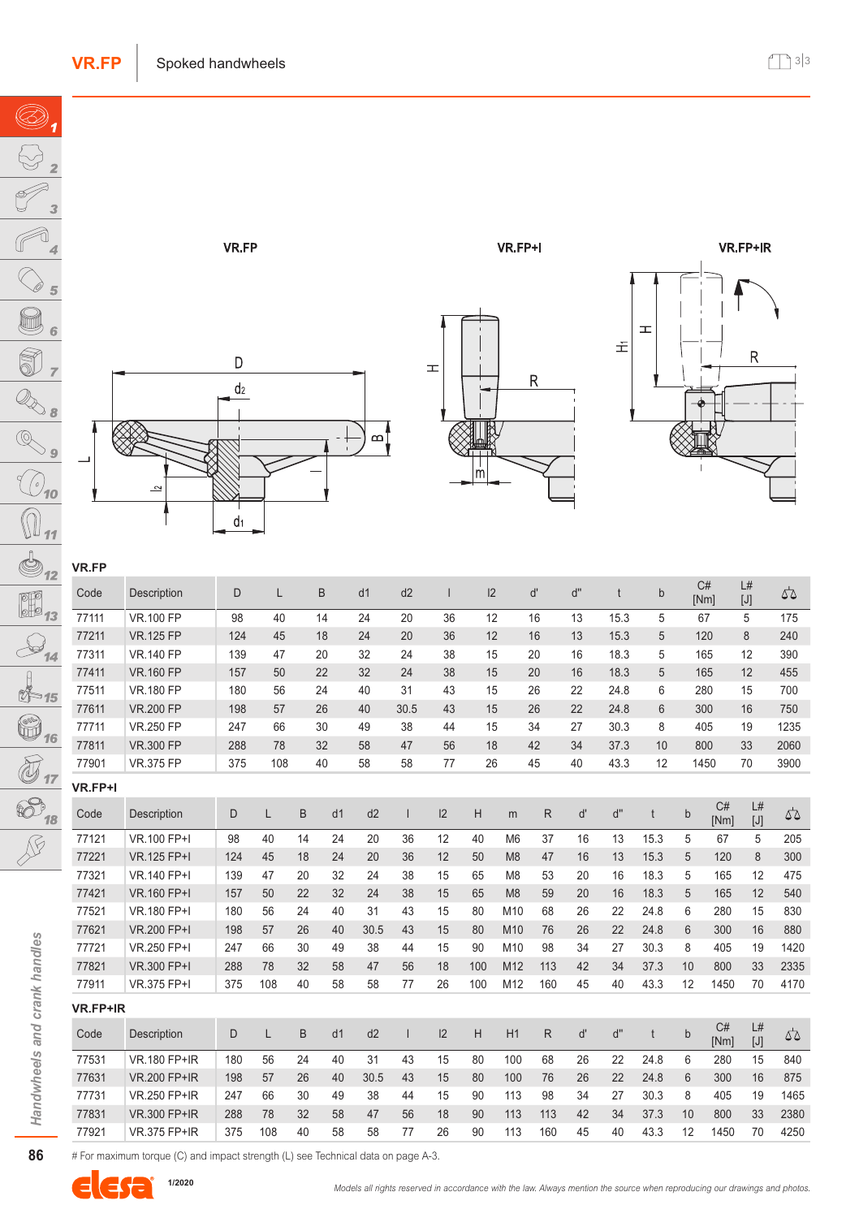## VR.FP Spoked handwheels

VR.FP

VR.FP+I

VR.FP+IR

### VR.FP

| Code | Description | D | L | B | d1 | d2 | l | l2 | d' | d" | t | b | C# [Nm] | L# [J] | ⚖ |
|---|---|---|---|---|---|---|---|---|---|---|---|---|---|---|---|
| 77111 | VR.100 FP | 98 | 40 | 14 | 24 | 20 | 36 | 12 | 16 | 13 | 15.3 | 5 | 67 | 5 | 175 |
| 77211 | VR.125 FP | 124 | 45 | 18 | 24 | 20 | 36 | 12 | 16 | 13 | 15.3 | 5 | 120 | 8 | 240 |
| 77311 | VR.140 FP | 139 | 47 | 20 | 32 | 24 | 38 | 15 | 20 | 16 | 18.3 | 5 | 165 | 12 | 390 |
| 77411 | VR.160 FP | 157 | 50 | 22 | 32 | 24 | 38 | 15 | 20 | 16 | 18.3 | 5 | 165 | 12 | 455 |
| 77511 | VR.180 FP | 180 | 56 | 24 | 40 | 31 | 43 | 15 | 26 | 22 | 24.8 | 6 | 280 | 15 | 700 |
| 77611 | VR.200 FP | 198 | 57 | 26 | 40 | 30.5 | 43 | 15 | 26 | 22 | 24.8 | 6 | 300 | 16 | 750 |
| 77711 | VR.250 FP | 247 | 66 | 30 | 49 | 38 | 44 | 15 | 34 | 27 | 30.3 | 8 | 405 | 19 | 1235 |
| 77811 | VR.300 FP | 288 | 78 | 32 | 58 | 47 | 56 | 18 | 42 | 34 | 37.3 | 10 | 800 | 33 | 2060 |
| 77901 | VR.375 FP | 375 | 108 | 40 | 58 | 58 | 77 | 26 | 45 | 40 | 43.3 | 12 | 1450 | 70 | 3900 |

### VR.FP+I

| Code | Description | D | L | B | d1 | d2 | l | l2 | H | m | R | d' | d" | t | b | C# [Nm] | L# [J] | ⚖ |
|---|---|---|---|---|---|---|---|---|---|---|---|---|---|---|---|---|---|---|
| 77121 | VR.100 FP+I | 98 | 40 | 14 | 24 | 20 | 36 | 12 | 40 | M6 | 37 | 16 | 13 | 15.3 | 5 | 67 | 5 | 205 |
| 77221 | VR.125 FP+I | 124 | 45 | 18 | 24 | 20 | 36 | 12 | 50 | M8 | 47 | 16 | 13 | 15.3 | 5 | 120 | 8 | 300 |
| 77321 | VR.140 FP+I | 139 | 47 | 20 | 32 | 24 | 38 | 15 | 65 | M8 | 53 | 20 | 16 | 18.3 | 5 | 165 | 12 | 475 |
| 77421 | VR.160 FP+I | 157 | 50 | 22 | 32 | 24 | 38 | 15 | 65 | M8 | 59 | 20 | 16 | 18.3 | 5 | 165 | 12 | 540 |
| 77521 | VR.180 FP+I | 180 | 56 | 24 | 40 | 31 | 43 | 15 | 80 | M10 | 68 | 26 | 22 | 24.8 | 6 | 280 | 15 | 830 |
| 77621 | VR.200 FP+I | 198 | 57 | 26 | 40 | 30.5 | 43 | 15 | 80 | M10 | 76 | 26 | 22 | 24.8 | 6 | 300 | 16 | 880 |
| 77721 | VR.250 FP+I | 247 | 66 | 30 | 49 | 38 | 44 | 15 | 90 | M10 | 98 | 34 | 27 | 30.3 | 8 | 405 | 19 | 1420 |
| 77821 | VR.300 FP+I | 288 | 78 | 32 | 58 | 47 | 56 | 18 | 100 | M12 | 113 | 42 | 34 | 37.3 | 10 | 800 | 33 | 2335 |
| 77911 | VR.375 FP+I | 375 | 108 | 40 | 58 | 58 | 77 | 26 | 100 | M12 | 160 | 45 | 40 | 43.3 | 12 | 1450 | 70 | 4170 |

### VR.FP+IR

| Code | Description | D | L | B | d1 | d2 | l | l2 | H | H1 | R | d' | d" | t | b | C# [Nm] | L# [J] | ⚖ |
|---|---|---|---|---|---|---|---|---|---|---|---|---|---|---|---|---|---|---|
| 77531 | VR.180 FP+IR | 180 | 56 | 24 | 40 | 31 | 43 | 15 | 80 | 100 | 68 | 26 | 22 | 24.8 | 6 | 280 | 15 | 840 |
| 77631 | VR.200 FP+IR | 198 | 57 | 26 | 40 | 30.5 | 43 | 15 | 80 | 100 | 76 | 26 | 22 | 24.8 | 6 | 300 | 16 | 875 |
| 77731 | VR.250 FP+IR | 247 | 66 | 30 | 49 | 38 | 44 | 15 | 90 | 113 | 98 | 34 | 27 | 30.3 | 8 | 405 | 19 | 1465 |
| 77831 | VR.300 FP+IR | 288 | 78 | 32 | 58 | 47 | 56 | 18 | 90 | 113 | 113 | 42 | 34 | 37.3 | 10 | 800 | 33 | 2380 |
| 77921 | VR.375 FP+IR | 375 | 108 | 40 | 58 | 58 | 77 | 26 | 90 | 113 | 160 | 45 | 40 | 43.3 | 12 | 1450 | 70 | 4250 |

# For maximum torque (C) and impact strength (L) see Technical data on page A-3.

1/2020

*Models all rights reserved in accordance with the law. Always mention the source when reproducing our drawings and photos.*